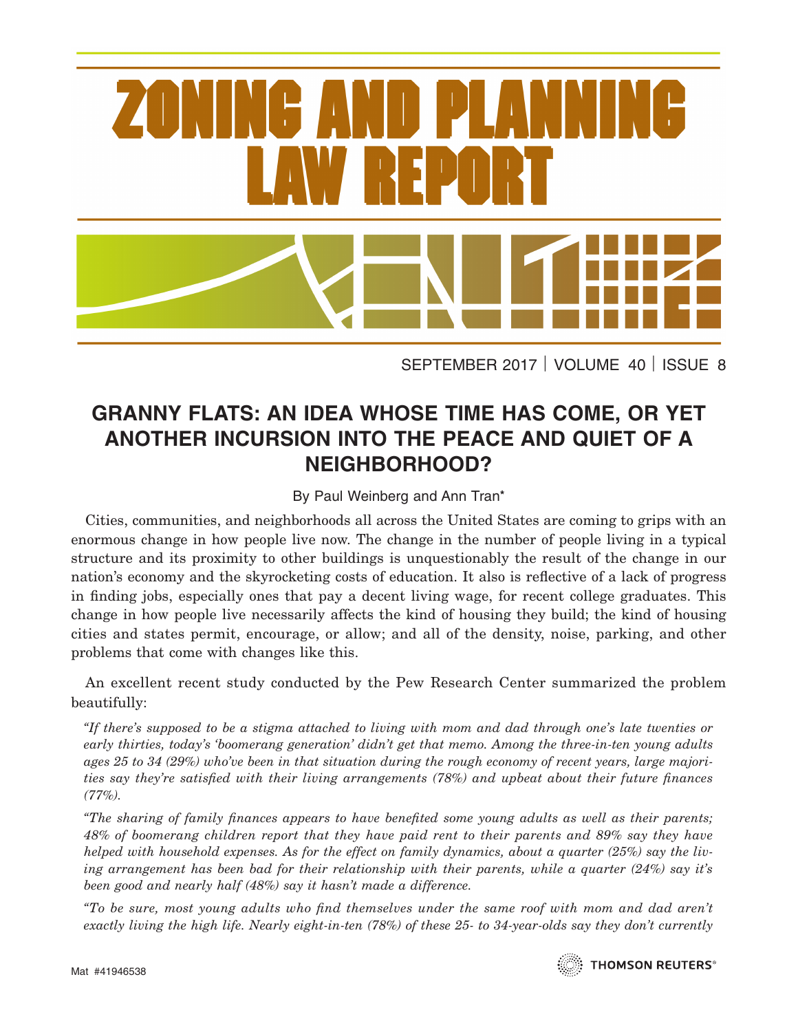# ZONING AND PLANNING LAW REPORT

SEPTEMBER 2017 | VOLUME 40 | ISSUE 8

## GRANNY FLATS: AN IDEA WHOSE TIME HAS COME, OR YET ANOTHER INCURSION INTO THE PEACE AND QUIET OF A NEIGHBORHOOD?

By Paul Weinberg and Ann Tran*

Cities, communities, and neighborhoods all across the United States are coming to grips with an enormous change in how people live now. The change in the number of people living in a typical structure and its proximity to other buildings is unquestionably the result of the change in our nation's economy and the skyrocketing costs of education. It also is reflective of a lack of progress in finding jobs, especially ones that pay a decent living wage, for recent college graduates. This change in how people live necessarily affects the kind of housing they build; the kind of housing cities and states permit, encourage, or allow; and all of the density, noise, parking, and other problems that come with changes like this.

An excellent recent study conducted by the Pew Research Center summarized the problem beautifully:

*"If there's supposed to be a stigma attached to living with mom and dad through one's late twenties or early thirties, today's 'boomerang generation' didn't get that memo. Among the three-in-ten young adults ages 25 to 34 (29%) who've been in that situation during the rough economy of recent years, large majorities say they're satisfied with their living arrangements (78%) and upbeat about their future finances (77%).*

*"The sharing of family finances appears to have benefited some young adults as well as their parents; 48% of boomerang children report that they have paid rent to their parents and 89% say they have helped with household expenses. As for the effect on family dynamics, about a quarter (25%) say the living arrangement has been bad for their relationship with their parents, while a quarter (24%) say it's been good and nearly half (48%) say it hasn't made a difference.*

*"To be sure, most young adults who find themselves under the same roof with mom and dad aren't exactly living the high life. Nearly eight-in-ten (78%) of these 25- to 34-year-olds say they don't currently*

Mat #41946538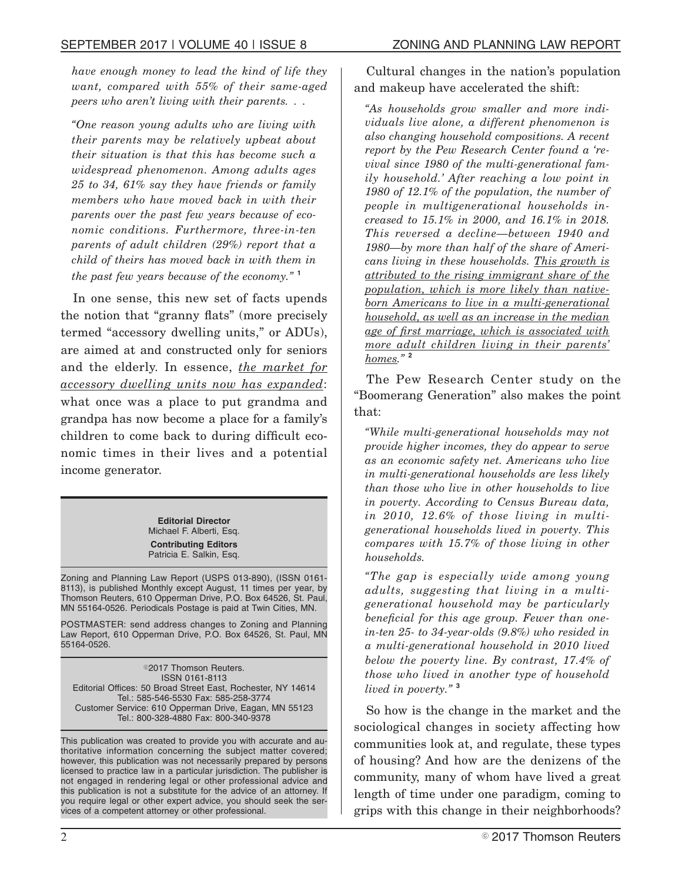*have enough money to lead the kind of life they want, compared with 55% of their same-aged peers who aren't living with their parents. . .*

*"One reason young adults who are living with their parents may be relatively upbeat about their situation is that this has become such a widespread phenomenon. Among adults ages 25 to 34, 61% say they have friends or family members who have moved back in with their parents over the past few years because of economic conditions. Furthermore, three-in-ten parents of adult children (29%) report that a child of theirs has moved back in with them in the past few years because of the economy."* [1]

In one sense, this new set of facts upends the notion that "granny flats" (more precisely termed "accessory dwelling units," or ADUs), are aimed at and constructed only for seniors and the elderly. In essence, *the market for accessory dwelling units now has expanded*: what once was a place to put grandma and grandpa has now become a place for a family's children to come back to during difficult economic times in their lives and a potential income generator.

Cultural changes in the nation's population and makeup have accelerated the shift:

*"As households grow smaller and more individuals live alone, a different phenomenon is also changing household compositions. A recent report by the Pew Research Center found a 'revival since 1980 of the multi-generational family household.' After reaching a low point in 1980 of 12.1% of the population, the number of people in multigenerational households increased to 15.1% in 2000, and 16.1% in 2018. This reversed a decline—between 1940 and 1980—by more than half of the share of Americans living in these households. This growth is attributed to the rising immigrant share of the population, which is more likely than native-born Americans to live in a multi-generational household, as well as an increase in the median age of first marriage, which is associated with more adult children living in their parents' homes."* [2]

The Pew Research Center study on the "Boomerang Generation" also makes the point that:

*"While multi-generational households may not provide higher incomes, they do appear to serve as an economic safety net. Americans who live in multi-generational households are less likely than those who live in other households to live in poverty. According to Census Bureau data, in 2010, 12.6% of those living in multi-generational households lived in poverty. This compares with 15.7% of those living in other households.*

*"The gap is especially wide among young adults, suggesting that living in a multi-generational household may be particularly beneficial for this age group. Fewer than one-in-ten 25- to 34-year-olds (9.8%) who resided in a multi-generational household in 2010 lived below the poverty line. By contrast, 17.4% of those who lived in another type of household lived in poverty."* [3]

So how is the change in the market and the sociological changes in society affecting how communities look at, and regulate, these types of housing? And how are the denizens of the community, many of whom have lived a great length of time under one paradigm, coming to grips with this change in their neighborhoods?

**Editorial Director**
Michael F. Alberti, Esq.

**Contributing Editors**
Patricia E. Salkin, Esq.

Zoning and Planning Law Report (USPS 013-890), (ISSN 0161-8113), is published Monthly except August, 11 times per year, by Thomson Reuters, 610 Opperman Drive, P.O. Box 64526, St. Paul, MN 55164-0526. Periodicals Postage is paid at Twin Cities, MN.

POSTMASTER: send address changes to Zoning and Planning Law Report, 610 Opperman Drive, P.O. Box 64526, St. Paul, MN 55164-0526.

©2017 Thomson Reuters.
ISSN 0161-8113
Editorial Offices: 50 Broad Street East, Rochester, NY 14614
Tel.: 585-546-5530 Fax: 585-258-3774
Customer Service: 610 Opperman Drive, Eagan, MN 55123
Tel.: 800-328-4880 Fax: 800-340-9378

This publication was created to provide you with accurate and authoritative information concerning the subject matter covered; however, this publication was not necessarily prepared by persons licensed to practice law in a particular jurisdiction. The publisher is not engaged in rendering legal or other professional advice and this publication is not a substitute for the advice of an attorney. If you require legal or other expert advice, you should seek the services of a competent attorney or other professional.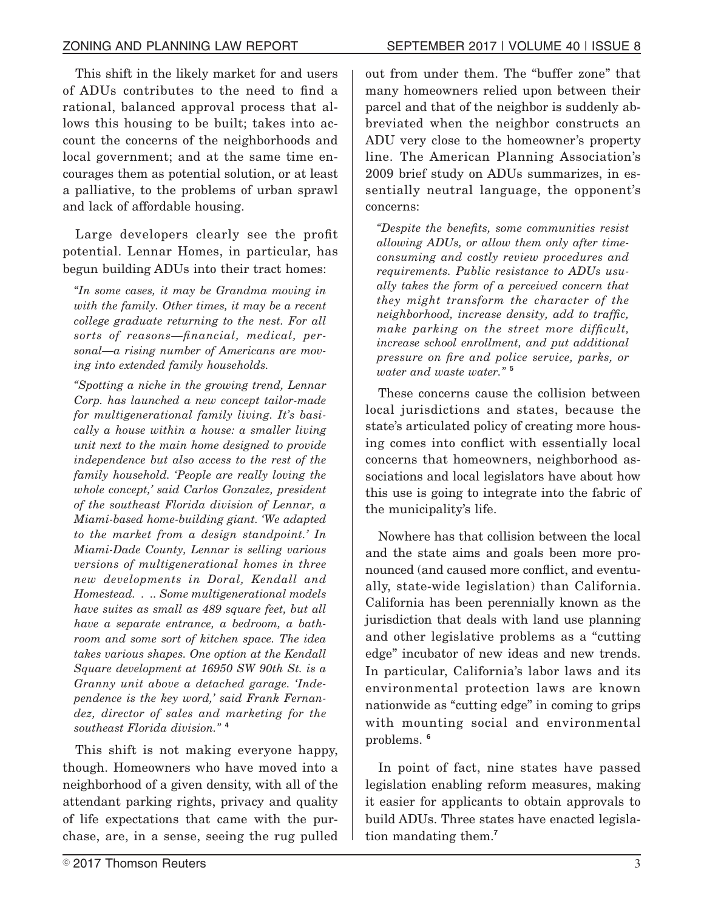This shift in the likely market for and users of ADUs contributes to the need to find a rational, balanced approval process that allows this housing to be built; takes into account the concerns of the neighborhoods and local government; and at the same time encourages them as potential solution, or at least a palliative, to the problems of urban sprawl and lack of affordable housing.

Large developers clearly see the profit potential. Lennar Homes, in particular, has begun building ADUs into their tract homes:

> *"In some cases, it may be Grandma moving in with the family. Other times, it may be a recent college graduate returning to the nest. For all sorts of reasons—financial, medical, personal—a rising number of Americans are moving into extended family households.*
>
> *"Spotting a niche in the growing trend, Lennar Corp. has launched a new concept tailor-made for multigenerational family living. It's basically a house within a house: a smaller living unit next to the main home designed to provide independence but also access to the rest of the family household. 'People are really loving the whole concept,' said Carlos Gonzalez, president of the southeast Florida division of Lennar, a Miami-based home-building giant. 'We adapted to the market from a design standpoint.' In Miami-Dade County, Lennar is selling various versions of multigenerational homes in three new developments in Doral, Kendall and Homestead. . .. Some multigenerational models have suites as small as 489 square feet, but all have a separate entrance, a bedroom, a bathroom and some sort of kitchen space. The idea takes various shapes. One option at the Kendall Square development at 16950 SW 90th St. is a Granny unit above a detached garage. 'Independence is the key word,' said Frank Fernandez, director of sales and marketing for the southeast Florida division."* [4]

This shift is not making everyone happy, though. Homeowners who have moved into a neighborhood of a given density, with all of the attendant parking rights, privacy and quality of life expectations that came with the purchase, are, in a sense, seeing the rug pulled out from under them. The "buffer zone" that many homeowners relied upon between their parcel and that of the neighbor is suddenly abbreviated when the neighbor constructs an ADU very close to the homeowner's property line. The American Planning Association's 2009 brief study on ADUs summarizes, in essentially neutral language, the opponent's concerns:

> *"Despite the benefits, some communities resist allowing ADUs, or allow them only after time-consuming and costly review procedures and requirements. Public resistance to ADUs usually takes the form of a perceived concern that they might transform the character of the neighborhood, increase density, add to traffic, make parking on the street more difficult, increase school enrollment, and put additional pressure on fire and police service, parks, or water and waste water."* [5]

These concerns cause the collision between local jurisdictions and states, because the state's articulated policy of creating more housing comes into conflict with essentially local concerns that homeowners, neighborhood associations and local legislators have about how this use is going to integrate into the fabric of the municipality's life.

Nowhere has that collision between the local and the state aims and goals been more pronounced (and caused more conflict, and eventually, state-wide legislation) than California. California has been perennially known as the jurisdiction that deals with land use planning and other legislative problems as a "cutting edge" incubator of new ideas and new trends. In particular, California's labor laws and its environmental protection laws are known nationwide as "cutting edge" in coming to grips with mounting social and environmental problems. [6]

In point of fact, nine states have passed legislation enabling reform measures, making it easier for applicants to obtain approvals to build ADUs. Three states have enacted legislation mandating them.[7]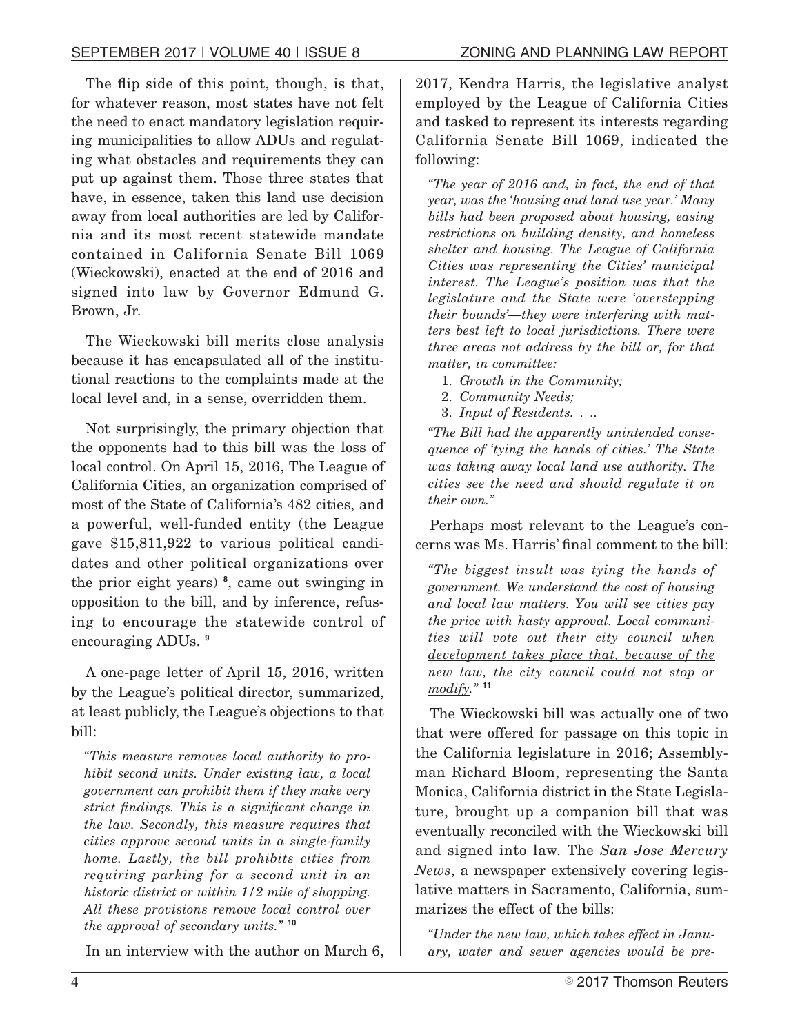The flip side of this point, though, is that, for whatever reason, most states have not felt the need to enact mandatory legislation requiring municipalities to allow ADUs and regulating what obstacles and requirements they can put up against them. Those three states that have, in essence, taken this land use decision away from local authorities are led by California and its most recent statewide mandate contained in California Senate Bill 1069 (Wieckowski), enacted at the end of 2016 and signed into law by Governor Edmund G. Brown, Jr.

The Wieckowski bill merits close analysis because it has encapsulated all of the institutional reactions to the complaints made at the local level and, in a sense, overridden them.

Not surprisingly, the primary objection that the opponents had to this bill was the loss of local control. On April 15, 2016, The League of California Cities, an organization comprised of most of the State of California's 482 cities, and a powerful, well-funded entity (the League gave $15,811,922 to various political candidates and other political organizations over the prior eight years) [8], came out swinging in opposition to the bill, and by inference, refusing to encourage the statewide control of encouraging ADUs. [9]

A one-page letter of April 15, 2016, written by the League's political director, summarized, at least publicly, the League's objections to that bill:

> *"This measure removes local authority to prohibit second units. Under existing law, a local government can prohibit them if they make very strict findings. This is a significant change in the law. Secondly, this measure requires that cities approve second units in a single-family home. Lastly, the bill prohibits cities from requiring parking for a second unit in an historic district or within 1/2 mile of shopping. All these provisions remove local control over the approval of secondary units."* [10]

In an interview with the author on March 6, 2017, Kendra Harris, the legislative analyst employed by the League of California Cities and tasked to represent its interests regarding California Senate Bill 1069, indicated the following:

> *"The year of 2016 and, in fact, the end of that year, was the 'housing and land use year.' Many bills had been proposed about housing, easing restrictions on building density, and homeless shelter and housing. The League of California Cities was representing the Cities' municipal interest. The League's position was that the legislature and the State were 'overstepping their bounds'—they were interfering with matters best left to local jurisdictions. There were three areas not address by the bill or, for that matter, in committee:*
>
> 1. *Growth in the Community;*
> 2. *Community Needs;*
> 3. *Input of Residents. . ..*
>
> *"The Bill had the apparently unintended consequence of 'tying the hands of cities.' The State was taking away local land use authority. The cities see the need and should regulate it on their own."*

Perhaps most relevant to the League's concerns was Ms. Harris' final comment to the bill:

> *"The biggest insult was tying the hands of government. We understand the cost of housing and local law matters. You will see cities pay the price with hasty approval. <u>Local communities will vote out their city council when development takes place that, because of the new law, the city council could not stop or modify.</u>"* [11]

The Wieckowski bill was actually one of two that were offered for passage on this topic in the California legislature in 2016; Assemblyman Richard Bloom, representing the Santa Monica, California district in the State Legislature, brought up a companion bill that was eventually reconciled with the Wieckowski bill and signed into law. The *San Jose Mercury News*, a newspaper extensively covering legislative matters in Sacramento, California, summarizes the effect of the bills:

> *"Under the new law, which takes effect in January, water and sewer agencies would be pre-*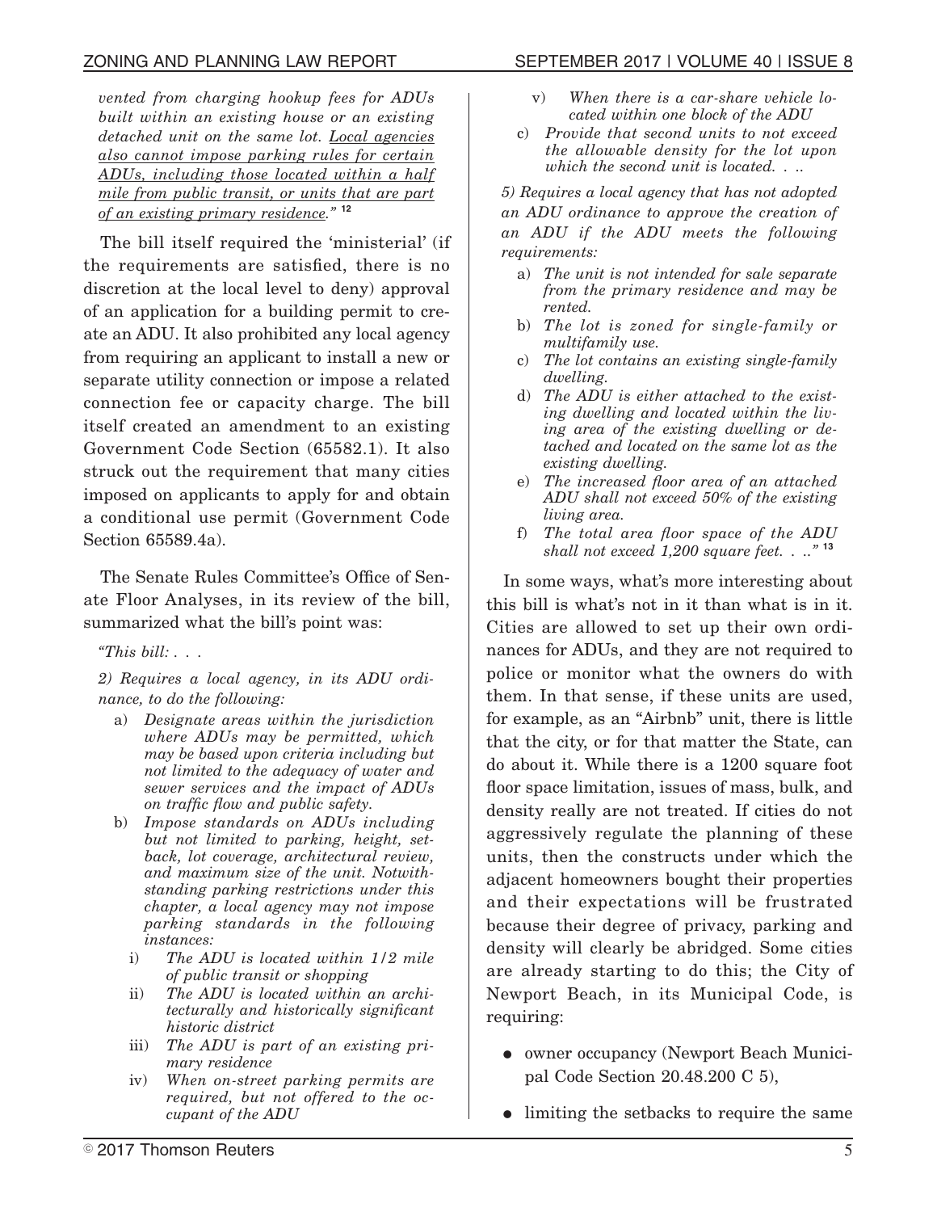*vented from charging hookup fees for ADUs built within an existing house or an existing detached unit on the same lot. Local agencies also cannot impose parking rules for certain ADUs, including those located within a half mile from public transit, or units that are part of an existing primary residence."* [12]

The bill itself required the 'ministerial' (if the requirements are satisfied, there is no discretion at the local level to deny) approval of an application for a building permit to create an ADU. It also prohibited any local agency from requiring an applicant to install a new or separate utility connection or impose a related connection fee or capacity charge. The bill itself created an amendment to an existing Government Code Section (65582.1). It also struck out the requirement that many cities imposed on applicants to apply for and obtain a conditional use permit (Government Code Section 65589.4a).

The Senate Rules Committee's Office of Senate Floor Analyses, in its review of the bill, summarized what the bill's point was:

*"This bill: . . .*

*2) Requires a local agency, in its ADU ordinance, to do the following:*

- a) *Designate areas within the jurisdiction where ADUs may be permitted, which may be based upon criteria including but not limited to the adequacy of water and sewer services and the impact of ADUs on traffic flow and public safety.*
- b) *Impose standards on ADUs including but not limited to parking, height, setback, lot coverage, architectural review, and maximum size of the unit. Notwithstanding parking restrictions under this chapter, a local agency may not impose parking standards in the following instances:*
  - i) *The ADU is located within 1/2 mile of public transit or shopping*
  - ii) *The ADU is located within an architecturally and historically significant historic district*
  - iii) *The ADU is part of an existing primary residence*
  - iv) *When on-street parking permits are required, but not offered to the occupant of the ADU*
  - v) *When there is a car-share vehicle located within one block of the ADU*
- c) *Provide that second units to not exceed the allowable density for the lot upon which the second unit is located. . ..*

*5) Requires a local agency that has not adopted an ADU ordinance to approve the creation of an ADU if the ADU meets the following requirements:*

- a) *The unit is not intended for sale separate from the primary residence and may be rented.*
- b) *The lot is zoned for single-family or multifamily use.*
- c) *The lot contains an existing single-family dwelling.*
- d) *The ADU is either attached to the existing dwelling and located within the living area of the existing dwelling or detached and located on the same lot as the existing dwelling.*
- e) *The increased floor area of an attached ADU shall not exceed 50% of the existing living area.*
- f) *The total area floor space of the ADU shall not exceed 1,200 square feet. . .."* [13]

In some ways, what's more interesting about this bill is what's not in it than what is in it. Cities are allowed to set up their own ordinances for ADUs, and they are not required to police or monitor what the owners do with them. In that sense, if these units are used, for example, as an "Airbnb" unit, there is little that the city, or for that matter the State, can do about it. While there is a 1200 square foot floor space limitation, issues of mass, bulk, and density really are not treated. If cities do not aggressively regulate the planning of these units, then the constructs under which the adjacent homeowners bought their properties and their expectations will be frustrated because their degree of privacy, parking and density will clearly be abridged. Some cities are already starting to do this; the City of Newport Beach, in its Municipal Code, is requiring:

- owner occupancy (Newport Beach Municipal Code Section 20.48.200 C 5),
- limiting the setbacks to require the same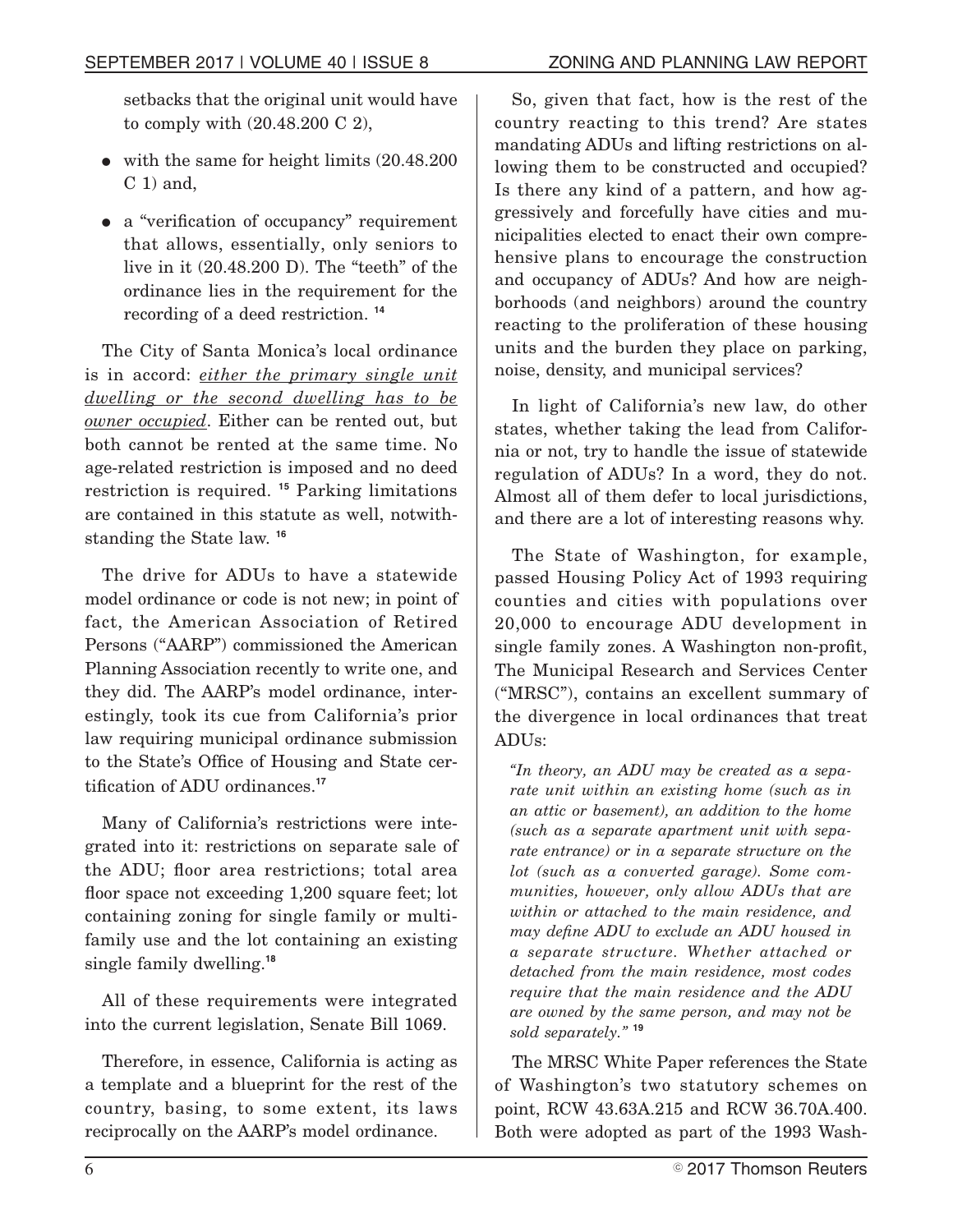setbacks that the original unit would have to comply with (20.48.200 C 2),

- with the same for height limits (20.48.200 C 1) and,
- a "verification of occupancy" requirement that allows, essentially, only seniors to live in it (20.48.200 D). The "teeth" of the ordinance lies in the requirement for the recording of a deed restriction. [14]

The City of Santa Monica's local ordinance is in accord: *either the primary single unit dwelling or the second dwelling has to be owner occupied*. Either can be rented out, but both cannot be rented at the same time. No age-related restriction is imposed and no deed restriction is required. [15] Parking limitations are contained in this statute as well, notwithstanding the State law. [16]

The drive for ADUs to have a statewide model ordinance or code is not new; in point of fact, the American Association of Retired Persons ("AARP") commissioned the American Planning Association recently to write one, and they did. The AARP's model ordinance, interestingly, took its cue from California's prior law requiring municipal ordinance submission to the State's Office of Housing and State certification of ADU ordinances.[17]

Many of California's restrictions were integrated into it: restrictions on separate sale of the ADU; floor area restrictions; total area floor space not exceeding 1,200 square feet; lot containing zoning for single family or multifamily use and the lot containing an existing single family dwelling.[18]

All of these requirements were integrated into the current legislation, Senate Bill 1069.

Therefore, in essence, California is acting as a template and a blueprint for the rest of the country, basing, to some extent, its laws reciprocally on the AARP's model ordinance.

So, given that fact, how is the rest of the country reacting to this trend? Are states mandating ADUs and lifting restrictions on allowing them to be constructed and occupied? Is there any kind of a pattern, and how aggressively and forcefully have cities and municipalities elected to enact their own comprehensive plans to encourage the construction and occupancy of ADUs? And how are neighborhoods (and neighbors) around the country reacting to the proliferation of these housing units and the burden they place on parking, noise, density, and municipal services?

In light of California's new law, do other states, whether taking the lead from California or not, try to handle the issue of statewide regulation of ADUs? In a word, they do not. Almost all of them defer to local jurisdictions, and there are a lot of interesting reasons why.

The State of Washington, for example, passed Housing Policy Act of 1993 requiring counties and cities with populations over 20,000 to encourage ADU development in single family zones. A Washington non-profit, The Municipal Research and Services Center ("MRSC"), contains an excellent summary of the divergence in local ordinances that treat ADUs:

> *"In theory, an ADU may be created as a separate unit within an existing home (such as in an attic or basement), an addition to the home (such as a separate apartment unit with separate entrance) or in a separate structure on the lot (such as a converted garage). Some communities, however, only allow ADUs that are within or attached to the main residence, and may define ADU to exclude an ADU housed in a separate structure. Whether attached or detached from the main residence, most codes require that the main residence and the ADU are owned by the same person, and may not be sold separately."* [19]

The MRSC White Paper references the State of Washington's two statutory schemes on point, RCW 43.63A.215 and RCW 36.70A.400. Both were adopted as part of the 1993 Wash-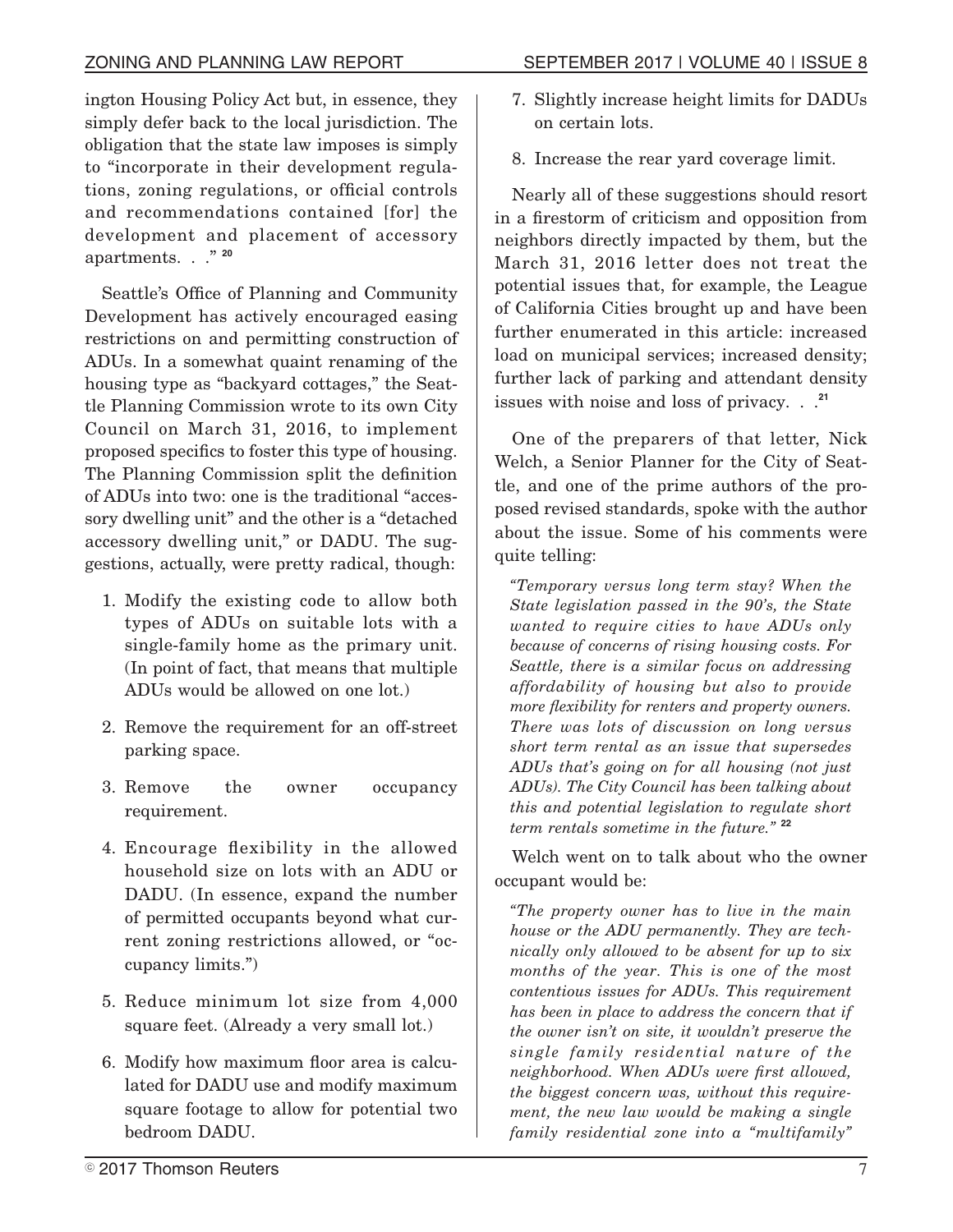ington Housing Policy Act but, in essence, they simply defer back to the local jurisdiction. The obligation that the state law imposes is simply to "incorporate in their development regulations, zoning regulations, or official controls and recommendations contained [for] the development and placement of accessory apartments. . ." [20]

Seattle's Office of Planning and Community Development has actively encouraged easing restrictions on and permitting construction of ADUs. In a somewhat quaint renaming of the housing type as "backyard cottages," the Seattle Planning Commission wrote to its own City Council on March 31, 2016, to implement proposed specifics to foster this type of housing. The Planning Commission split the definition of ADUs into two: one is the traditional "accessory dwelling unit" and the other is a "detached accessory dwelling unit," or DADU. The suggestions, actually, were pretty radical, though:

1. Modify the existing code to allow both types of ADUs on suitable lots with a single-family home as the primary unit. (In point of fact, that means that multiple ADUs would be allowed on one lot.)
2. Remove the requirement for an off-street parking space.
3. Remove the owner occupancy requirement.
4. Encourage flexibility in the allowed household size on lots with an ADU or DADU. (In essence, expand the number of permitted occupants beyond what current zoning restrictions allowed, or "occupancy limits.")
5. Reduce minimum lot size from 4,000 square feet. (Already a very small lot.)
6. Modify how maximum floor area is calculated for DADU use and modify maximum square footage to allow for potential two bedroom DADU.
7. Slightly increase height limits for DADUs on certain lots.
8. Increase the rear yard coverage limit.

Nearly all of these suggestions should resort in a firestorm of criticism and opposition from neighbors directly impacted by them, but the March 31, 2016 letter does not treat the potential issues that, for example, the League of California Cities brought up and have been further enumerated in this article: increased load on municipal services; increased density; further lack of parking and attendant density issues with noise and loss of privacy. . .[21]

One of the preparers of that letter, Nick Welch, a Senior Planner for the City of Seattle, and one of the prime authors of the proposed revised standards, spoke with the author about the issue. Some of his comments were quite telling:

*"Temporary versus long term stay? When the State legislation passed in the 90's, the State wanted to require cities to have ADUs only because of concerns of rising housing costs. For Seattle, there is a similar focus on addressing affordability of housing but also to provide more flexibility for renters and property owners. There was lots of discussion on long versus short term rental as an issue that supersedes ADUs that's going on for all housing (not just ADUs). The City Council has been talking about this and potential legislation to regulate short term rentals sometime in the future."* [22]

Welch went on to talk about who the owner occupant would be:

*"The property owner has to live in the main house or the ADU permanently. They are technically only allowed to be absent for up to six months of the year. This is one of the most contentious issues for ADUs. This requirement has been in place to address the concern that if the owner isn't on site, it wouldn't preserve the single family residential nature of the neighborhood. When ADUs were first allowed, the biggest concern was, without this requirement, the new law would be making a single family residential zone into a "multifamily"*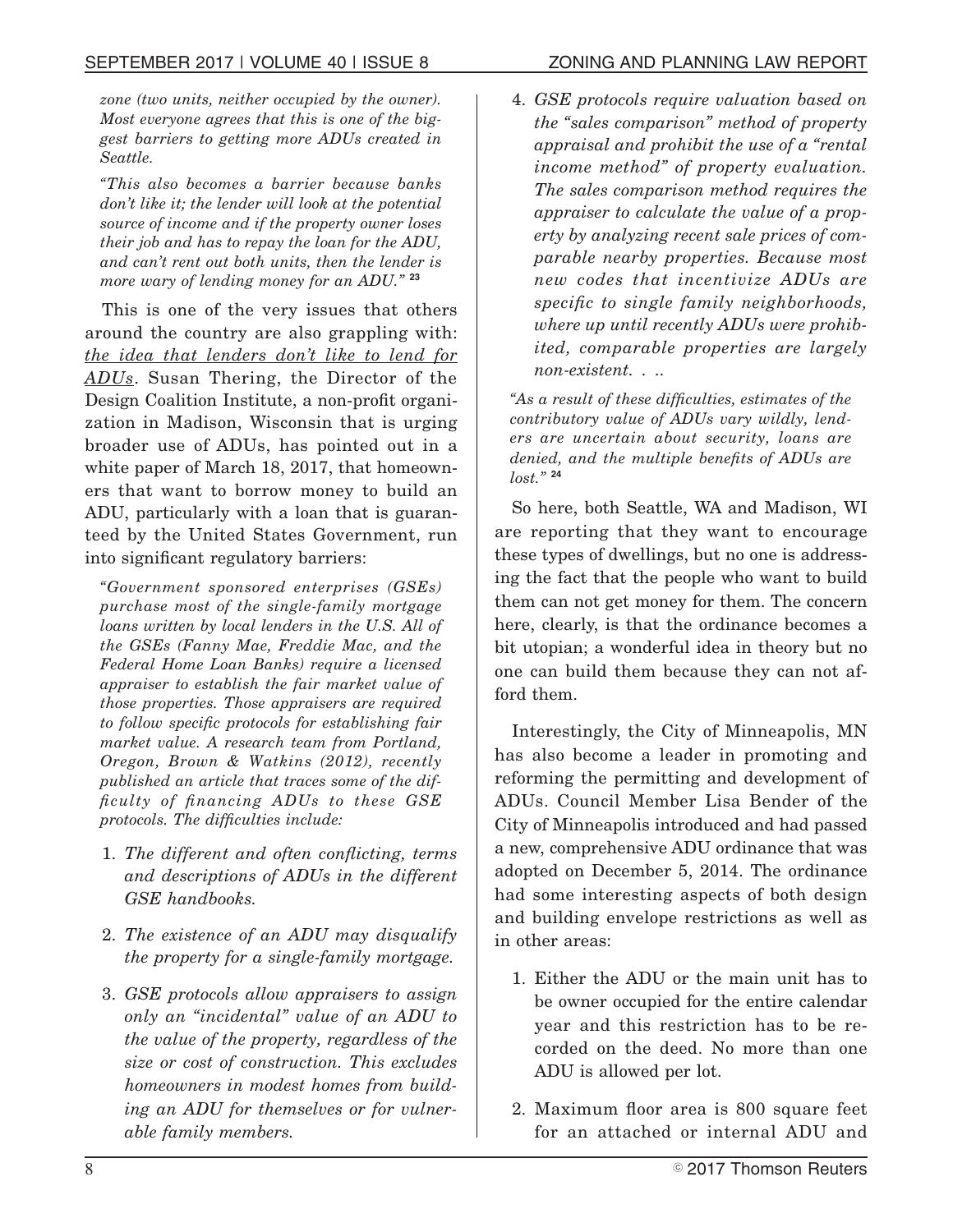*zone (two units, neither occupied by the owner). Most everyone agrees that this is one of the biggest barriers to getting more ADUs created in Seattle.*

*"This also becomes a barrier because banks don't like it; the lender will look at the potential source of income and if the property owner loses their job and has to repay the loan for the ADU, and can't rent out both units, then the lender is more wary of lending money for an ADU."* [23]

This is one of the very issues that others around the country are also grappling with: *the idea that lenders don't like to lend for ADUs*. Susan Thering, the Director of the Design Coalition Institute, a non-profit organization in Madison, Wisconsin that is urging broader use of ADUs, has pointed out in a white paper of March 18, 2017, that homeowners that want to borrow money to build an ADU, particularly with a loan that is guaranteed by the United States Government, run into significant regulatory barriers:

*"Government sponsored enterprises (GSEs) purchase most of the single-family mortgage loans written by local lenders in the U.S. All of the GSEs (Fanny Mae, Freddie Mac, and the Federal Home Loan Banks) require a licensed appraiser to establish the fair market value of those properties. Those appraisers are required to follow specific protocols for establishing fair market value. A research team from Portland, Oregon, Brown & Watkins (2012), recently published an article that traces some of the difficulty of financing ADUs to these GSE protocols. The difficulties include:*

1. *The different and often conflicting, terms and descriptions of ADUs in the different GSE handbooks.*
2. *The existence of an ADU may disqualify the property for a single-family mortgage.*
3. *GSE protocols allow appraisers to assign only an "incidental" value of an ADU to the value of the property, regardless of the size or cost of construction. This excludes homeowners in modest homes from building an ADU for themselves or for vulnerable family members.*
4. *GSE protocols require valuation based on the "sales comparison" method of property appraisal and prohibit the use of a "rental income method" of property evaluation. The sales comparison method requires the appraiser to calculate the value of a property by analyzing recent sale prices of comparable nearby properties. Because most new codes that incentivize ADUs are specific to single family neighborhoods, where up until recently ADUs were prohibited, comparable properties are largely non-existent. . ..*

*"As a result of these difficulties, estimates of the contributory value of ADUs vary wildly, lenders are uncertain about security, loans are denied, and the multiple benefits of ADUs are lost."* [24]

So here, both Seattle, WA and Madison, WI are reporting that they want to encourage these types of dwellings, but no one is addressing the fact that the people who want to build them can not get money for them. The concern here, clearly, is that the ordinance becomes a bit utopian; a wonderful idea in theory but no one can build them because they can not afford them.

Interestingly, the City of Minneapolis, MN has also become a leader in promoting and reforming the permitting and development of ADUs. Council Member Lisa Bender of the City of Minneapolis introduced and had passed a new, comprehensive ADU ordinance that was adopted on December 5, 2014. The ordinance had some interesting aspects of both design and building envelope restrictions as well as in other areas:

1. Either the ADU or the main unit has to be owner occupied for the entire calendar year and this restriction has to be recorded on the deed. No more than one ADU is allowed per lot.
2. Maximum floor area is 800 square feet for an attached or internal ADU and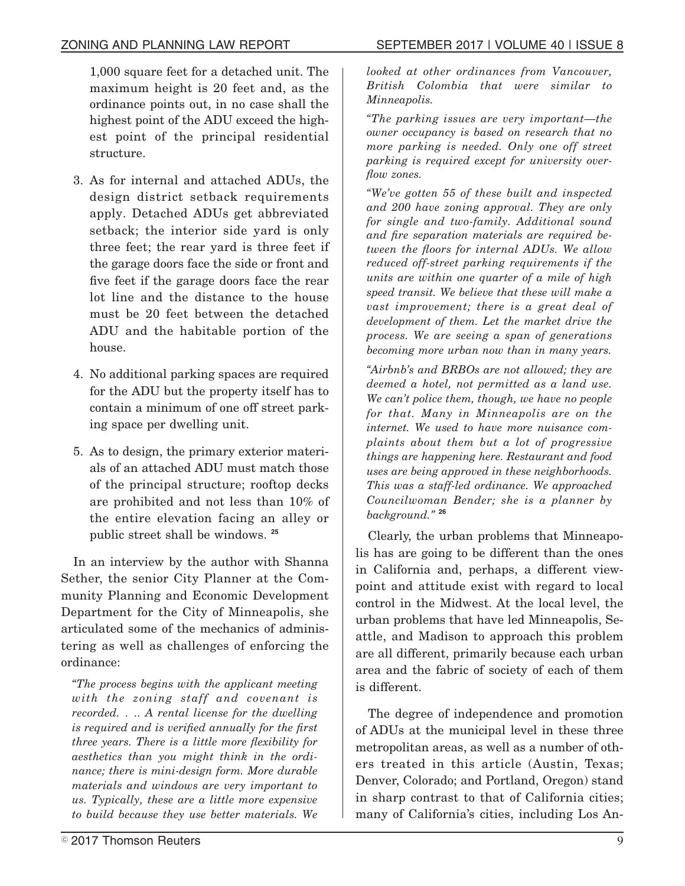1,000 square feet for a detached unit. The maximum height is 20 feet and, as the ordinance points out, in no case shall the highest point of the ADU exceed the highest point of the principal residential structure.

3. As for internal and attached ADUs, the design district setback requirements apply. Detached ADUs get abbreviated setback; the interior side yard is only three feet; the rear yard is three feet if the garage doors face the side or front and five feet if the garage doors face the rear lot line and the distance to the house must be 20 feet between the detached ADU and the habitable portion of the house.

4. No additional parking spaces are required for the ADU but the property itself has to contain a minimum of one off street parking space per dwelling unit.

5. As to design, the primary exterior materials of an attached ADU must match those of the principal structure; rooftop decks are prohibited and not less than 10% of the entire elevation facing an alley or public street shall be windows. [25]

In an interview by the author with Shanna Sether, the senior City Planner at the Community Planning and Economic Development Department for the City of Minneapolis, she articulated some of the mechanics of administering as well as challenges of enforcing the ordinance:

> *"The process begins with the applicant meeting with the zoning staff and covenant is recorded. . .. A rental license for the dwelling is required and is verified annually for the first three years. There is a little more flexibility for aesthetics than you might think in the ordinance; there is mini-design form. More durable materials and windows are very important to us. Typically, these are a little more expensive to build because they use better materials. We looked at other ordinances from Vancouver, British Colombia that were similar to Minneapolis.*
>
> *"The parking issues are very important—the owner occupancy is based on research that no more parking is needed. Only one off street parking is required except for university overflow zones.*
>
> *"We've gotten 55 of these built and inspected and 200 have zoning approval. They are only for single and two-family. Additional sound and fire separation materials are required between the floors for internal ADUs. We allow reduced off-street parking requirements if the units are within one quarter of a mile of high speed transit. We believe that these will make a vast improvement; there is a great deal of development of them. Let the market drive the process. We are seeing a span of generations becoming more urban now than in many years.*
>
> *"Airbnb's and BRBOs are not allowed; they are deemed a hotel, not permitted as a land use. We can't police them, though, we have no people for that. Many in Minneapolis are on the internet. We used to have more nuisance complaints about them but a lot of progressive things are happening here. Restaurant and food uses are being approved in these neighborhoods. This was a staff-led ordinance. We approached Councilwoman Bender; she is a planner by background."* [26]

Clearly, the urban problems that Minneapolis has are going to be different than the ones in California and, perhaps, a different viewpoint and attitude exist with regard to local control in the Midwest. At the local level, the urban problems that have led Minneapolis, Seattle, and Madison to approach this problem are all different, primarily because each urban area and the fabric of society of each of them is different.

The degree of independence and promotion of ADUs at the municipal level in these three metropolitan areas, as well as a number of others treated in this article (Austin, Texas; Denver, Colorado; and Portland, Oregon) stand in sharp contrast to that of California cities; many of California's cities, including Los An-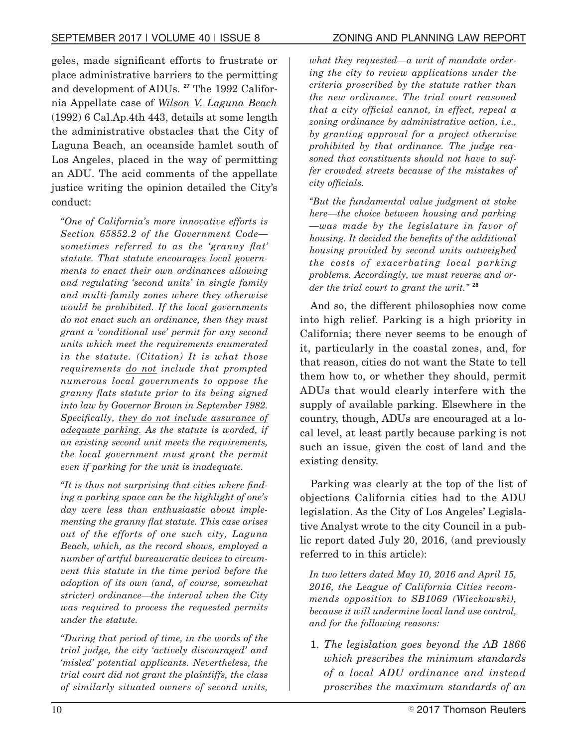geles, made significant efforts to frustrate or place administrative barriers to the permitting and development of ADUs. [27] The 1992 California Appellate case of Wilson V. Laguna Beach (1992) 6 Cal.Ap.4th 443, details at some length the administrative obstacles that the City of Laguna Beach, an oceanside hamlet south of Los Angeles, placed in the way of permitting an ADU. The acid comments of the appellate justice writing the opinion detailed the City's conduct:

> *"One of California's more innovative efforts is Section 65852.2 of the Government Code—sometimes referred to as the 'granny flat' statute. That statute encourages local governments to enact their own ordinances allowing and regulating 'second units' in single family and multi-family zones where they otherwise would be prohibited. If the local governments do not enact such an ordinance, then they must grant a 'conditional use' permit for any second units which meet the requirements enumerated in the statute. (Citation) It is what those requirements do not include that prompted numerous local governments to oppose the granny flats statute prior to its being signed into law by Governor Brown in September 1982. Specifically, they do not include assurance of adequate parking. As the statute is worded, if an existing second unit meets the requirements, the local government must grant the permit even if parking for the unit is inadequate.*
>
> *"It is thus not surprising that cities where finding a parking space can be the highlight of one's day were less than enthusiastic about implementing the granny flat statute. This case arises out of the efforts of one such city, Laguna Beach, which, as the record shows, employed a number of artful bureaucratic devices to circumvent this statute in the time period before the adoption of its own (and, of course, somewhat stricter) ordinance—the interval when the City was required to process the requested permits under the statute.*
>
> *"During that period of time, in the words of the trial judge, the city 'actively discouraged' and 'misled' potential applicants. Nevertheless, the trial court did not grant the plaintiffs, the class of similarly situated owners of second units, what they requested—a writ of mandate ordering the city to review applications under the criteria proscribed by the statute rather than the new ordinance. The trial court reasoned that a city official cannot, in effect, repeal a zoning ordinance by administrative action, i.e., by granting approval for a project otherwise prohibited by that ordinance. The judge reasoned that constituents should not have to suffer crowded streets because of the mistakes of city officials.*
>
> *"But the fundamental value judgment at stake here—the choice between housing and parking—was made by the legislature in favor of housing. It decided the benefits of the additional housing provided by second units outweighed the costs of exacerbating local parking problems. Accordingly, we must reverse and order the trial court to grant the writ."* [28]

And so, the different philosophies now come into high relief. Parking is a high priority in California; there never seems to be enough of it, particularly in the coastal zones, and, for that reason, cities do not want the State to tell them how to, or whether they should, permit ADUs that would clearly interfere with the supply of available parking. Elsewhere in the country, though, ADUs are encouraged at a local level, at least partly because parking is not such an issue, given the cost of land and the existing density.

Parking was clearly at the top of the list of objections California cities had to the ADU legislation. As the City of Los Angeles' Legislative Analyst wrote to the city Council in a public report dated July 20, 2016, (and previously referred to in this article):

> *In two letters dated May 10, 2016 and April 15, 2016, the League of California Cities recommends opposition to SB1069 (Wieckowski), because it will undermine local land use control, and for the following reasons:*
>
> 1. *The legislation goes beyond the AB 1866 which prescribes the minimum standards of a local ADU ordinance and instead proscribes the maximum standards of an*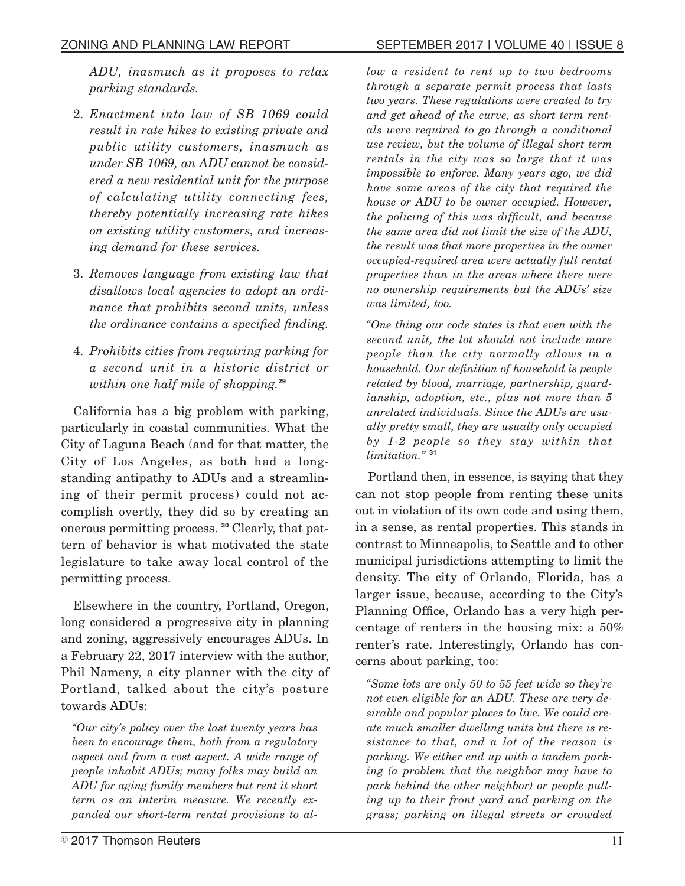*ADU, inasmuch as it proposes to relax parking standards.*

2. *Enactment into law of SB 1069 could result in rate hikes to existing private and public utility customers, inasmuch as under SB 1069, an ADU cannot be considered a new residential unit for the purpose of calculating utility connecting fees, thereby potentially increasing rate hikes on existing utility customers, and increasing demand for these services.*

3. *Removes language from existing law that disallows local agencies to adopt an ordinance that prohibits second units, unless the ordinance contains a specified finding.*

4. *Prohibits cities from requiring parking for a second unit in a historic district or within one half mile of shopping.*[29]

California has a big problem with parking, particularly in coastal communities. What the City of Laguna Beach (and for that matter, the City of Los Angeles, as both had a longstanding antipathy to ADUs and a streamlining of their permit process) could not accomplish overtly, they did so by creating an onerous permitting process. [30] Clearly, that pattern of behavior is what motivated the state legislature to take away local control of the permitting process.

Elsewhere in the country, Portland, Oregon, long considered a progressive city in planning and zoning, aggressively encourages ADUs. In a February 22, 2017 interview with the author, Phil Nameny, a city planner with the city of Portland, talked about the city's posture towards ADUs:

> *"Our city's policy over the last twenty years has been to encourage them, both from a regulatory aspect and from a cost aspect. A wide range of people inhabit ADUs; many folks may build an ADU for aging family members but rent it short term as an interim measure. We recently expanded our short-term rental provisions to allow a resident to rent up to two bedrooms through a separate permit process that lasts two years. These regulations were created to try and get ahead of the curve, as short term rentals were required to go through a conditional use review, but the volume of illegal short term rentals in the city was so large that it was impossible to enforce. Many years ago, we did have some areas of the city that required the house or ADU to be owner occupied. However, the policing of this was difficult, and because the same area did not limit the size of the ADU, the result was that more properties in the owner occupied-required area were actually full rental properties than in the areas where there were no ownership requirements but the ADUs' size was limited, too.*
>
> *"One thing our code states is that even with the second unit, the lot should not include more people than the city normally allows in a household. Our definition of household is people related by blood, marriage, partnership, guardianship, adoption, etc., plus not more than 5 unrelated individuals. Since the ADUs are usually pretty small, they are usually only occupied by 1-2 people so they stay within that limitation."* [31]

Portland then, in essence, is saying that they can not stop people from renting these units out in violation of its own code and using them, in a sense, as rental properties. This stands in contrast to Minneapolis, to Seattle and to other municipal jurisdictions attempting to limit the density. The city of Orlando, Florida, has a larger issue, because, according to the City's Planning Office, Orlando has a very high percentage of renters in the housing mix: a 50% renter's rate. Interestingly, Orlando has concerns about parking, too:

> *"Some lots are only 50 to 55 feet wide so they're not even eligible for an ADU. These are very desirable and popular places to live. We could create much smaller dwelling units but there is resistance to that, and a lot of the reason is parking. We either end up with a tandem parking (a problem that the neighbor may have to park behind the other neighbor) or people pulling up to their front yard and parking on the grass; parking on illegal streets or crowded*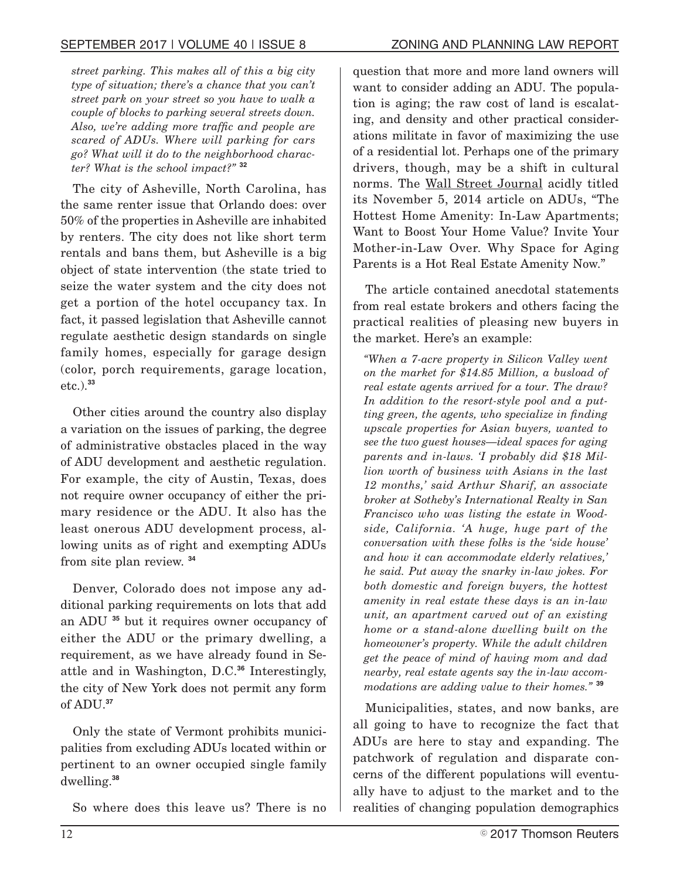*street parking. This makes all of this a big city type of situation; there's a chance that you can't street park on your street so you have to walk a couple of blocks to parking several streets down. Also, we're adding more traffic and people are scared of ADUs. Where will parking for cars go? What will it do to the neighborhood character? What is the school impact?"* [32]

The city of Asheville, North Carolina, has the same renter issue that Orlando does: over 50% of the properties in Asheville are inhabited by renters. The city does not like short term rentals and bans them, but Asheville is a big object of state intervention (the state tried to seize the water system and the city does not get a portion of the hotel occupancy tax. In fact, it passed legislation that Asheville cannot regulate aesthetic design standards on single family homes, especially for garage design (color, porch requirements, garage location, etc.).[33]

Other cities around the country also display a variation on the issues of parking, the degree of administrative obstacles placed in the way of ADU development and aesthetic regulation. For example, the city of Austin, Texas, does not require owner occupancy of either the primary residence or the ADU. It also has the least onerous ADU development process, allowing units as of right and exempting ADUs from site plan review. [34]

Denver, Colorado does not impose any additional parking requirements on lots that add an ADU [35] but it requires owner occupancy of either the ADU or the primary dwelling, a requirement, as we have already found in Seattle and in Washington, D.C.[36] Interestingly, the city of New York does not permit any form of ADU.[37]

Only the state of Vermont prohibits municipalities from excluding ADUs located within or pertinent to an owner occupied single family dwelling.[38]

So where does this leave us? There is no question that more and more land owners will want to consider adding an ADU. The population is aging; the raw cost of land is escalating, and density and other practical considerations militate in favor of maximizing the use of a residential lot. Perhaps one of the primary drivers, though, may be a shift in cultural norms. The Wall Street Journal acidly titled its November 5, 2014 article on ADUs, "The Hottest Home Amenity: In-Law Apartments; Want to Boost Your Home Value? Invite Your Mother-in-Law Over. Why Space for Aging Parents is a Hot Real Estate Amenity Now."

The article contained anecdotal statements from real estate brokers and others facing the practical realities of pleasing new buyers in the market. Here's an example:

*"When a 7-acre property in Silicon Valley went on the market for $14.85 Million, a busload of real estate agents arrived for a tour. The draw? In addition to the resort-style pool and a putting green, the agents, who specialize in finding upscale properties for Asian buyers, wanted to see the two guest houses—ideal spaces for aging parents and in-laws. 'I probably did $18 Million worth of business with Asians in the last 12 months,' said Arthur Sharif, an associate broker at Sotheby's International Realty in San Francisco who was listing the estate in Woodside, California. 'A huge, huge part of the conversation with these folks is the 'side house' and how it can accommodate elderly relatives,' he said. Put away the snarky in-law jokes. For both domestic and foreign buyers, the hottest amenity in real estate these days is an in-law unit, an apartment carved out of an existing home or a stand-alone dwelling built on the homeowner's property. While the adult children get the peace of mind of having mom and dad nearby, real estate agents say the in-law accommodations are adding value to their homes."* [39]

Municipalities, states, and now banks, are all going to have to recognize the fact that ADUs are here to stay and expanding. The patchwork of regulation and disparate concerns of the different populations will eventually have to adjust to the market and to the realities of changing population demographics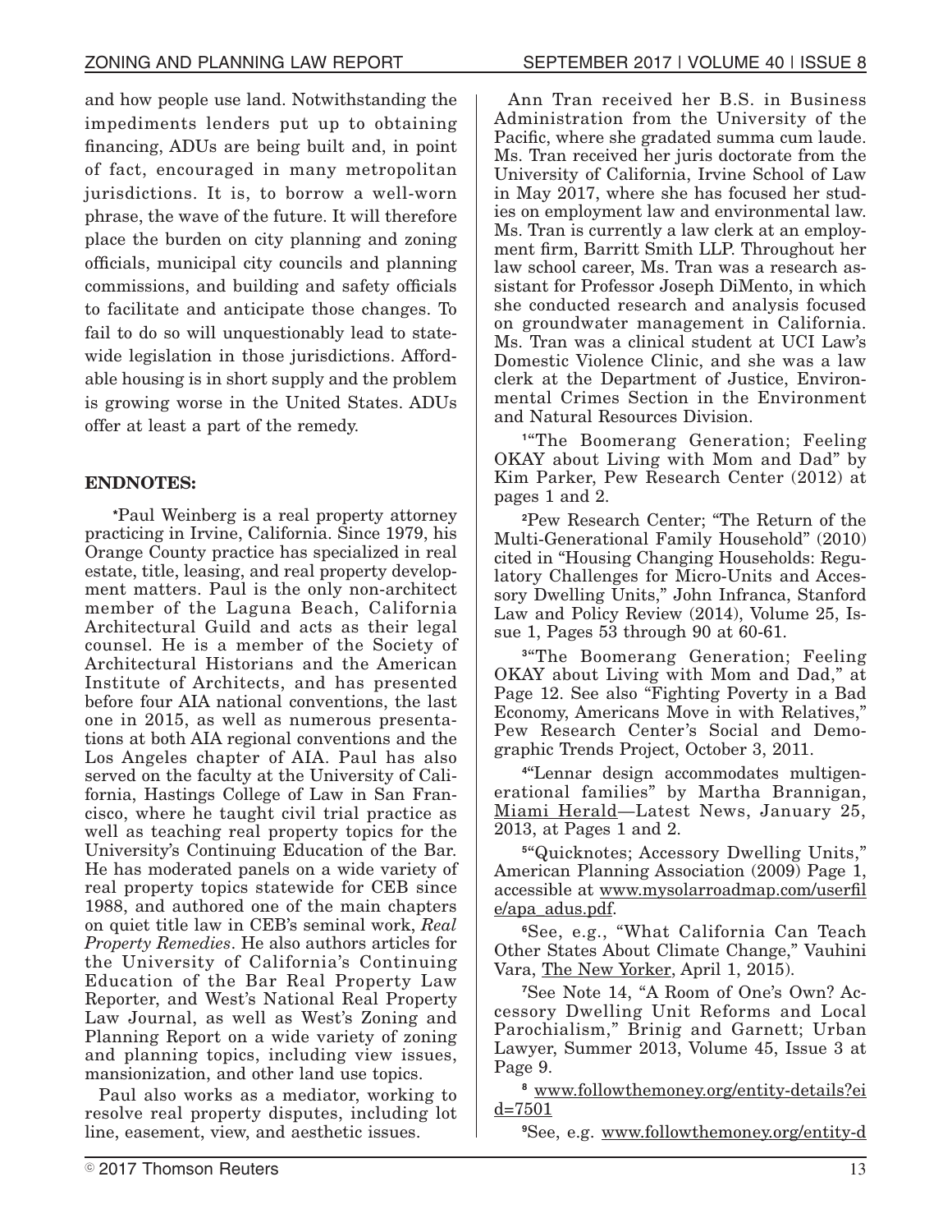and how people use land. Notwithstanding the impediments lenders put up to obtaining financing, ADUs are being built and, in point of fact, encouraged in many metropolitan jurisdictions. It is, to borrow a well-worn phrase, the wave of the future. It will therefore place the burden on city planning and zoning officials, municipal city councils and planning commissions, and building and safety officials to facilitate and anticipate those changes. To fail to do so will unquestionably lead to statewide legislation in those jurisdictions. Affordable housing is in short supply and the problem is growing worse in the United States. ADUs offer at least a part of the remedy.

**ENDNOTES:**

[*]Paul Weinberg is a real property attorney practicing in Irvine, California. Since 1979, his Orange County practice has specialized in real estate, title, leasing, and real property development matters. Paul is the only non-architect member of the Laguna Beach, California Architectural Guild and acts as their legal counsel. He is a member of the Society of Architectural Historians and the American Institute of Architects, and has presented before four AIA national conventions, the last one in 2015, as well as numerous presentations at both AIA regional conventions and the Los Angeles chapter of AIA. Paul has also served on the faculty at the University of California, Hastings College of Law in San Francisco, where he taught civil trial practice as well as teaching real property topics for the University's Continuing Education of the Bar. He has moderated panels on a wide variety of real property topics statewide for CEB since 1988, and authored one of the main chapters on quiet title law in CEB's seminal work, *Real Property Remedies*. He also authors articles for the University of California's Continuing Education of the Bar Real Property Law Reporter, and West's National Real Property Law Journal, as well as West's Zoning and Planning Report on a wide variety of zoning and planning topics, including view issues, mansionization, and other land use topics.

Paul also works as a mediator, working to resolve real property disputes, including lot line, easement, view, and aesthetic issues.

Ann Tran received her B.S. in Business Administration from the University of the Pacific, where she gradated summa cum laude. Ms. Tran received her juris doctorate from the University of California, Irvine School of Law in May 2017, where she has focused her studies on employment law and environmental law. Ms. Tran is currently a law clerk at an employment firm, Barritt Smith LLP. Throughout her law school career, Ms. Tran was a research assistant for Professor Joseph DiMento, in which she conducted research and analysis focused on groundwater management in California. Ms. Tran was a clinical student at UCI Law's Domestic Violence Clinic, and she was a law clerk at the Department of Justice, Environmental Crimes Section in the Environment and Natural Resources Division.

[1]"The Boomerang Generation; Feeling OKAY about Living with Mom and Dad" by Kim Parker, Pew Research Center (2012) at pages 1 and 2.

[2]Pew Research Center; "The Return of the Multi-Generational Family Household" (2010) cited in "Housing Changing Households: Regulatory Challenges for Micro-Units and Accessory Dwelling Units," John Infranca, Stanford Law and Policy Review (2014), Volume 25, Issue 1, Pages 53 through 90 at 60-61.

[3]"The Boomerang Generation; Feeling OKAY about Living with Mom and Dad," at Page 12. See also "Fighting Poverty in a Bad Economy, Americans Move in with Relatives," Pew Research Center's Social and Demographic Trends Project, October 3, 2011.

[4]"Lennar design accommodates multigenerational families" by Martha Brannigan, Miami Herald—Latest News, January 25, 2013, at Pages 1 and 2.

[5]"Quicknotes; Accessory Dwelling Units," American Planning Association (2009) Page 1, accessible at www.mysolarroadmap.com/userfile/apa_adus.pdf.

[6]See, e.g., "What California Can Teach Other States About Climate Change," Vauhini Vara, The New Yorker, April 1, 2015).

[7]See Note 14, "A Room of One's Own? Accessory Dwelling Unit Reforms and Local Parochialism," Brinig and Garnett; Urban Lawyer, Summer 2013, Volume 45, Issue 3 at Page 9.

[8] www.followthemoney.org/entity-details?eid=7501

[9]See, e.g. www.followthemoney.org/entity-d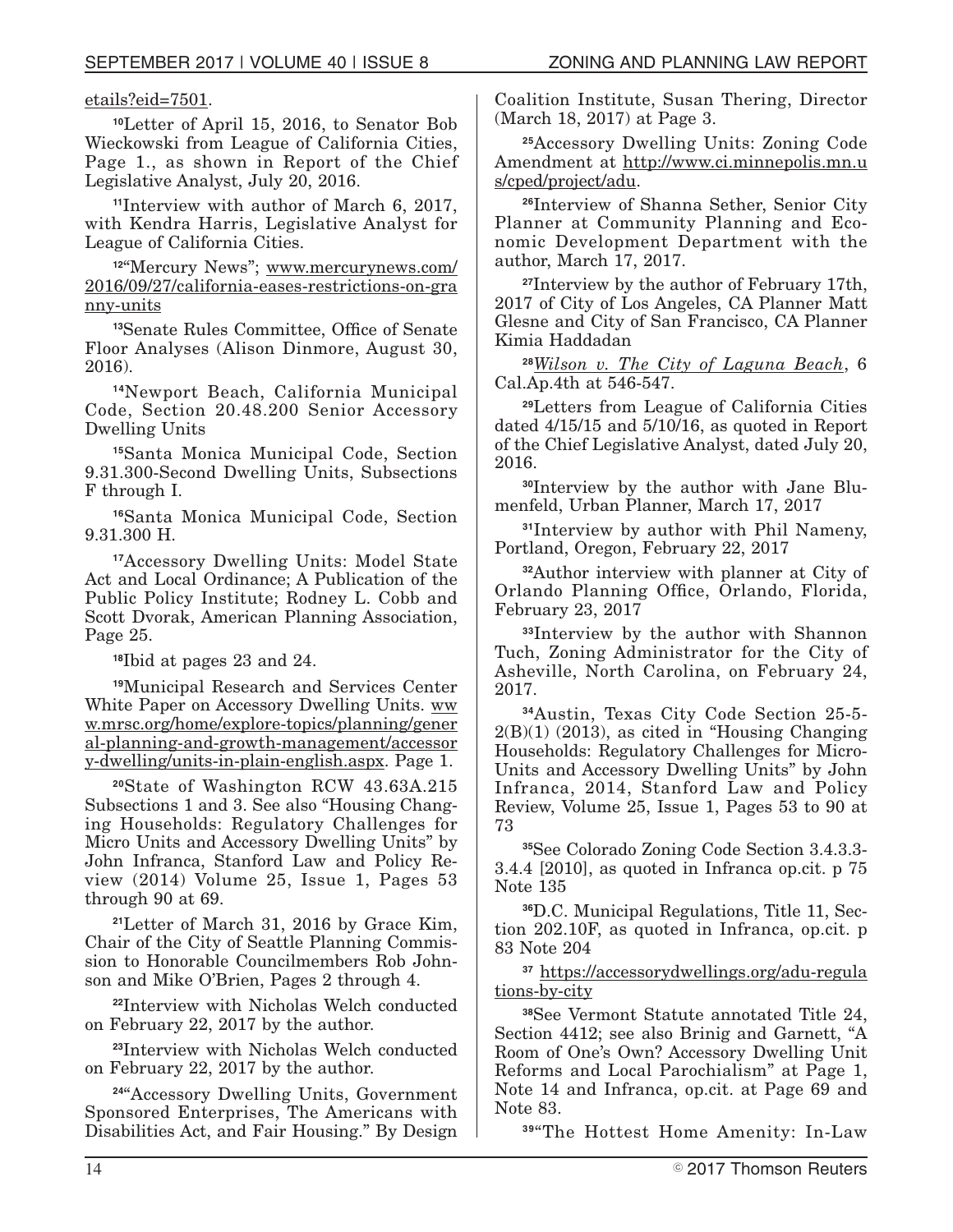etails?eid=7501.

[10]Letter of April 15, 2016, to Senator Bob Wieckowski from League of California Cities, Page 1., as shown in Report of the Chief Legislative Analyst, July 20, 2016.

[11]Interview with author of March 6, 2017, with Kendra Harris, Legislative Analyst for League of California Cities.

[12]"Mercury News"; www.mercurynews.com/2016/09/27/california-eases-restrictions-on-granny-units

[13]Senate Rules Committee, Office of Senate Floor Analyses (Alison Dinmore, August 30, 2016).

[14]Newport Beach, California Municipal Code, Section 20.48.200 Senior Accessory Dwelling Units

[15]Santa Monica Municipal Code, Section 9.31.300-Second Dwelling Units, Subsections F through I.

[16]Santa Monica Municipal Code, Section 9.31.300 H.

[17]Accessory Dwelling Units: Model State Act and Local Ordinance; A Publication of the Public Policy Institute; Rodney L. Cobb and Scott Dvorak, American Planning Association, Page 25.

[18]Ibid at pages 23 and 24.

[19]Municipal Research and Services Center White Paper on Accessory Dwelling Units. www.mrsc.org/home/explore-topics/planning/general-planning-and-growth-management/accessory-dwelling/units-in-plain-english.aspx. Page 1.

[20]State of Washington RCW 43.63A.215 Subsections 1 and 3. See also "Housing Changing Households: Regulatory Challenges for Micro Units and Accessory Dwelling Units" by John Infranca, Stanford Law and Policy Review (2014) Volume 25, Issue 1, Pages 53 through 90 at 69.

[21]Letter of March 31, 2016 by Grace Kim, Chair of the City of Seattle Planning Commission to Honorable Councilmembers Rob Johnson and Mike O'Brien, Pages 2 through 4.

[22]Interview with Nicholas Welch conducted on February 22, 2017 by the author.

[23]Interview with Nicholas Welch conducted on February 22, 2017 by the author.

[24]"Accessory Dwelling Units, Government Sponsored Enterprises, The Americans with Disabilities Act, and Fair Housing." By Design Coalition Institute, Susan Thering, Director (March 18, 2017) at Page 3.

[25]Accessory Dwelling Units: Zoning Code Amendment at http://www.ci.minnepolis.mn.us/cped/project/adu.

[26]Interview of Shanna Sether, Senior City Planner at Community Planning and Economic Development Department with the author, March 17, 2017.

[27]Interview by the author of February 17th, 2017 of City of Los Angeles, CA Planner Matt Glesne and City of San Francisco, CA Planner Kimia Haddadan

[28]*Wilson v. The City of Laguna Beach*, 6 Cal.Ap.4th at 546-547.

[29]Letters from League of California Cities dated 4/15/15 and 5/10/16, as quoted in Report of the Chief Legislative Analyst, dated July 20, 2016.

[30]Interview by the author with Jane Blumenfeld, Urban Planner, March 17, 2017

[31]Interview by author with Phil Nameny, Portland, Oregon, February 22, 2017

[32]Author interview with planner at City of Orlando Planning Office, Orlando, Florida, February 23, 2017

[33]Interview by the author with Shannon Tuch, Zoning Administrator for the City of Asheville, North Carolina, on February 24, 2017.

[34]Austin, Texas City Code Section 25-5-2(B)(1) (2013), as cited in "Housing Changing Households: Regulatory Challenges for Micro-Units and Accessory Dwelling Units" by John Infranca, 2014, Stanford Law and Policy Review, Volume 25, Issue 1, Pages 53 to 90 at 73

[35]See Colorado Zoning Code Section 3.4.3.3-3.4.4 [2010], as quoted in Infranca op.cit. p 75 Note 135

[36]D.C. Municipal Regulations, Title 11, Section 202.10F, as quoted in Infranca, op.cit. p 83 Note 204

[37] https://accessorydwellings.org/adu-regulations-by-city

[38]See Vermont Statute annotated Title 24, Section 4412; see also Brinig and Garnett, "A Room of One's Own? Accessory Dwelling Unit Reforms and Local Parochialism" at Page 1, Note 14 and Infranca, op.cit. at Page 69 and Note 83.

[39]"The Hottest Home Amenity: In-Law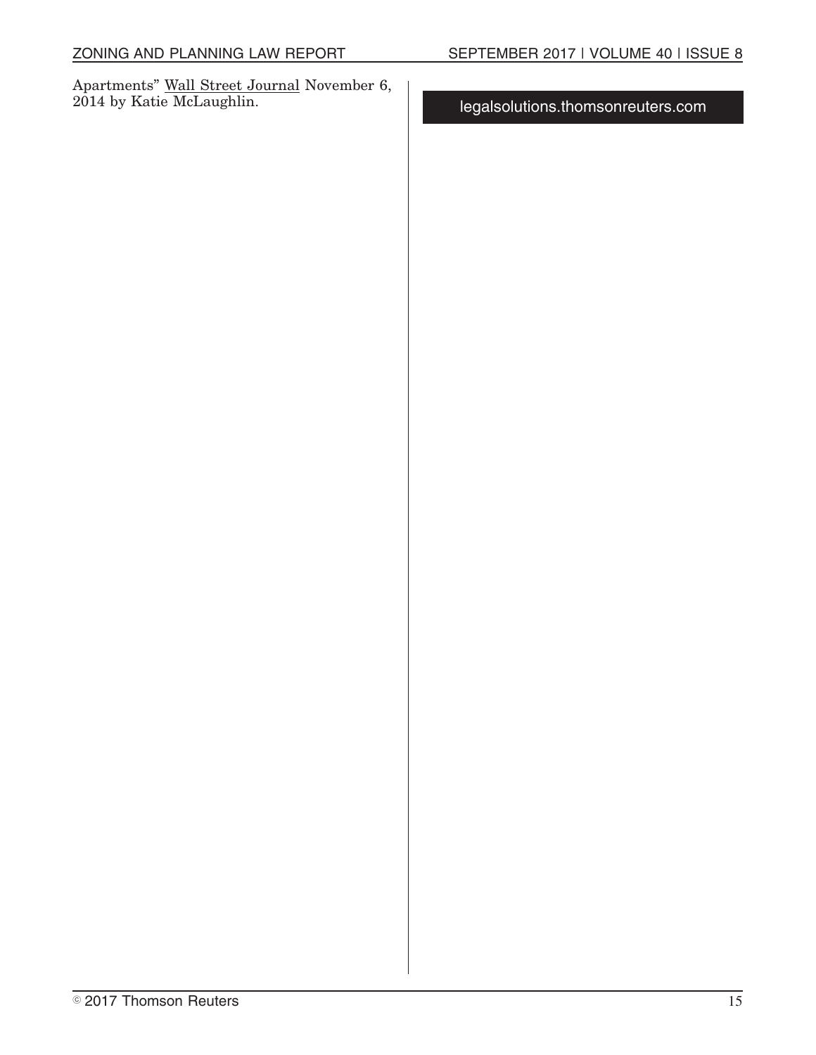Apartments" Wall Street Journal November 6, 2014 by Katie McLaughlin.

legalsolutions.thomsonreuters.com